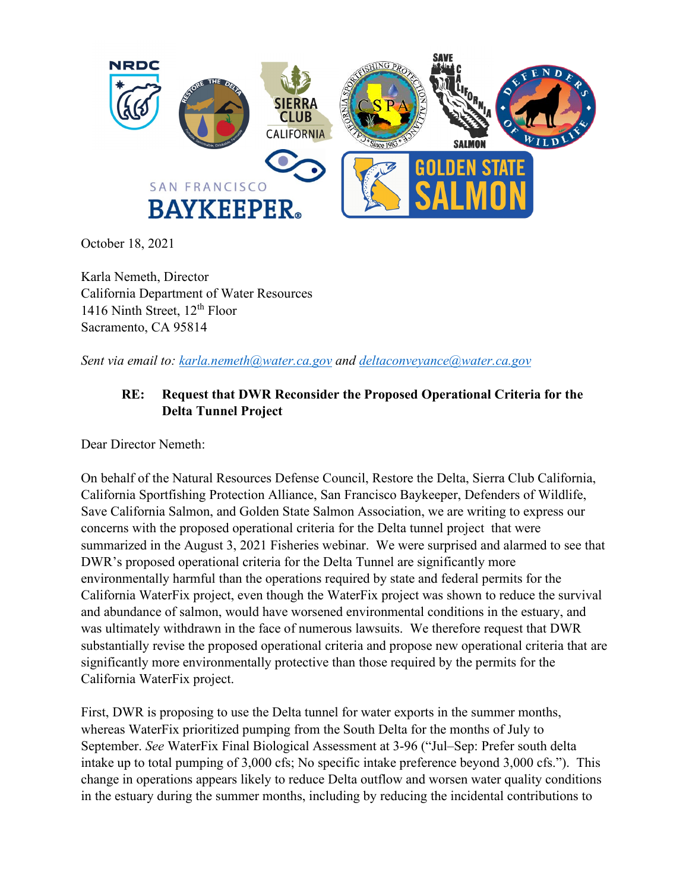October 18, 2021

Karla Nemeth, Director
California Department of Water Resources
1416 Ninth Street, 12th Floor
Sacramento, CA 95814

*Sent via email to: [karla.nemeth@water.ca.gov](mailto:karla.nemeth@water.ca.gov) and [deltaconveyance@water.ca.gov](mailto:deltaconveyance@water.ca.gov)*

**RE: Request that DWR Reconsider the Proposed Operational Criteria for the Delta Tunnel Project**

Dear Director Nemeth:

On behalf of the Natural Resources Defense Council, Restore the Delta, Sierra Club California, California Sportfishing Protection Alliance, San Francisco Baykeeper, Defenders of Wildlife, Save California Salmon, and Golden State Salmon Association, we are writing to express our concerns with the proposed operational criteria for the Delta tunnel project that were summarized in the August 3, 2021 Fisheries webinar. We were surprised and alarmed to see that DWR's proposed operational criteria for the Delta Tunnel are significantly more environmentally harmful than the operations required by state and federal permits for the California WaterFix project, even though the WaterFix project was shown to reduce the survival and abundance of salmon, would have worsened environmental conditions in the estuary, and was ultimately withdrawn in the face of numerous lawsuits. We therefore request that DWR substantially revise the proposed operational criteria and propose new operational criteria that are significantly more environmentally protective than those required by the permits for the California WaterFix project.

First, DWR is proposing to use the Delta tunnel for water exports in the summer months, whereas WaterFix prioritized pumping from the South Delta for the months of July to September. *See* WaterFix Final Biological Assessment at 3-96 ("Jul–Sep: Prefer south delta intake up to total pumping of 3,000 cfs; No specific intake preference beyond 3,000 cfs."). This change in operations appears likely to reduce Delta outflow and worsen water quality conditions in the estuary during the summer months, including by reducing the incidental contributions to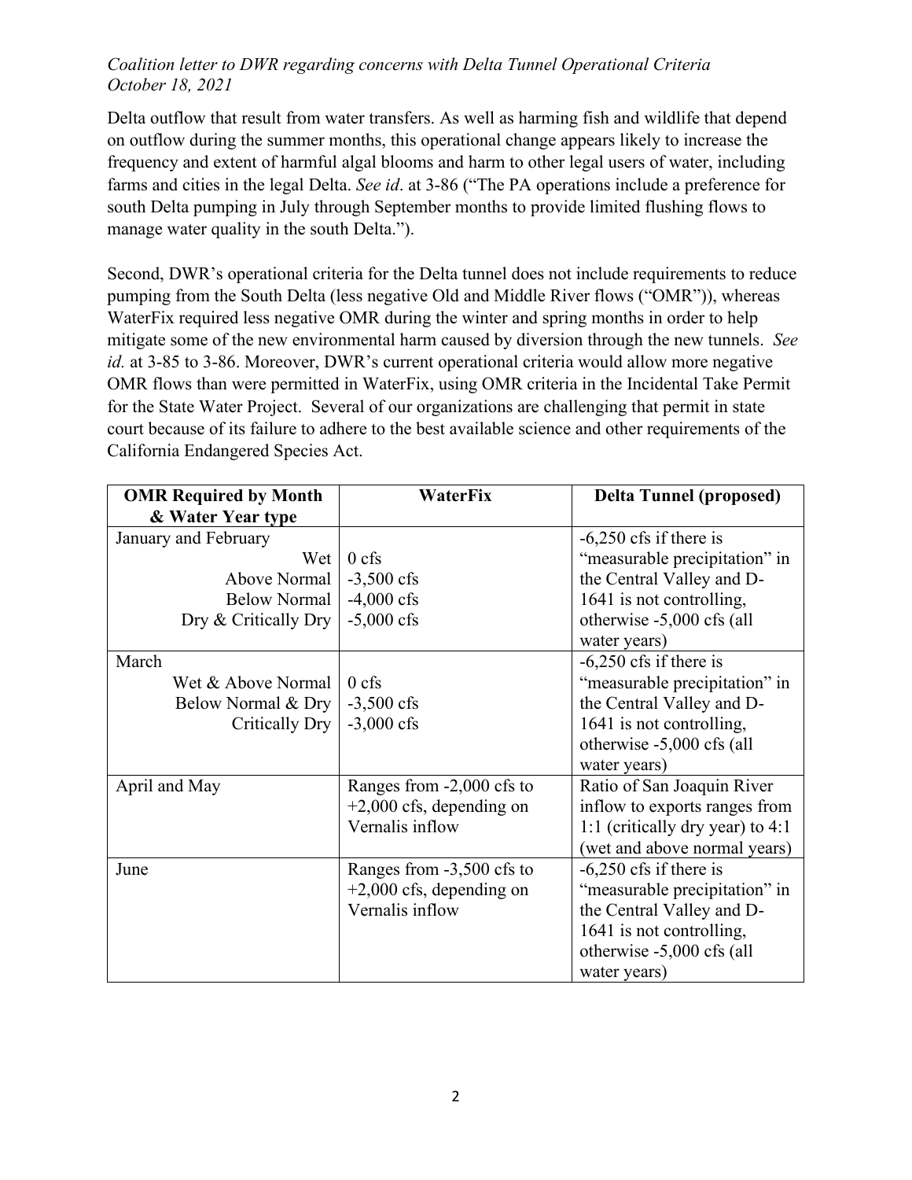Delta outflow that result from water transfers. As well as harming fish and wildlife that depend on outflow during the summer months, this operational change appears likely to increase the frequency and extent of harmful algal blooms and harm to other legal users of water, including farms and cities in the legal Delta. *See id*. at 3-86 ("The PA operations include a preference for south Delta pumping in July through September months to provide limited flushing flows to manage water quality in the south Delta.").

Second, DWR's operational criteria for the Delta tunnel does not include requirements to reduce pumping from the South Delta (less negative Old and Middle River flows ("OMR")), whereas WaterFix required less negative OMR during the winter and spring months in order to help mitigate some of the new environmental harm caused by diversion through the new tunnels. *See id.* at 3-85 to 3-86. Moreover, DWR's current operational criteria would allow more negative OMR flows than were permitted in WaterFix, using OMR criteria in the Incidental Take Permit for the State Water Project. Several of our organizations are challenging that permit in state court because of its failure to adhere to the best available science and other requirements of the California Endangered Species Act.

| OMR Required by Month & Water Year type | WaterFix | Delta Tunnel (proposed) |
|---|---|---|
| January and February<br>Wet<br>Above Normal<br>Below Normal<br>Dry & Critically Dry | <br>0 cfs<br>-3,500 cfs<br>-4,000 cfs<br>-5,000 cfs | -6,250 cfs if there is "measurable precipitation" in the Central Valley and D-1641 is not controlling, otherwise -5,000 cfs (all water years) |
| March<br>Wet & Above Normal<br>Below Normal & Dry<br>Critically Dry | <br>0 cfs<br>-3,500 cfs<br>-3,000 cfs | -6,250 cfs if there is "measurable precipitation" in the Central Valley and D-1641 is not controlling, otherwise -5,000 cfs (all water years) |
| April and May | Ranges from -2,000 cfs to +2,000 cfs, depending on Vernalis inflow | Ratio of San Joaquin River inflow to exports ranges from 1:1 (critically dry year) to 4:1 (wet and above normal years) |
| June | Ranges from -3,500 cfs to +2,000 cfs, depending on Vernalis inflow | -6,250 cfs if there is "measurable precipitation" in the Central Valley and D-1641 is not controlling, otherwise -5,000 cfs (all water years) |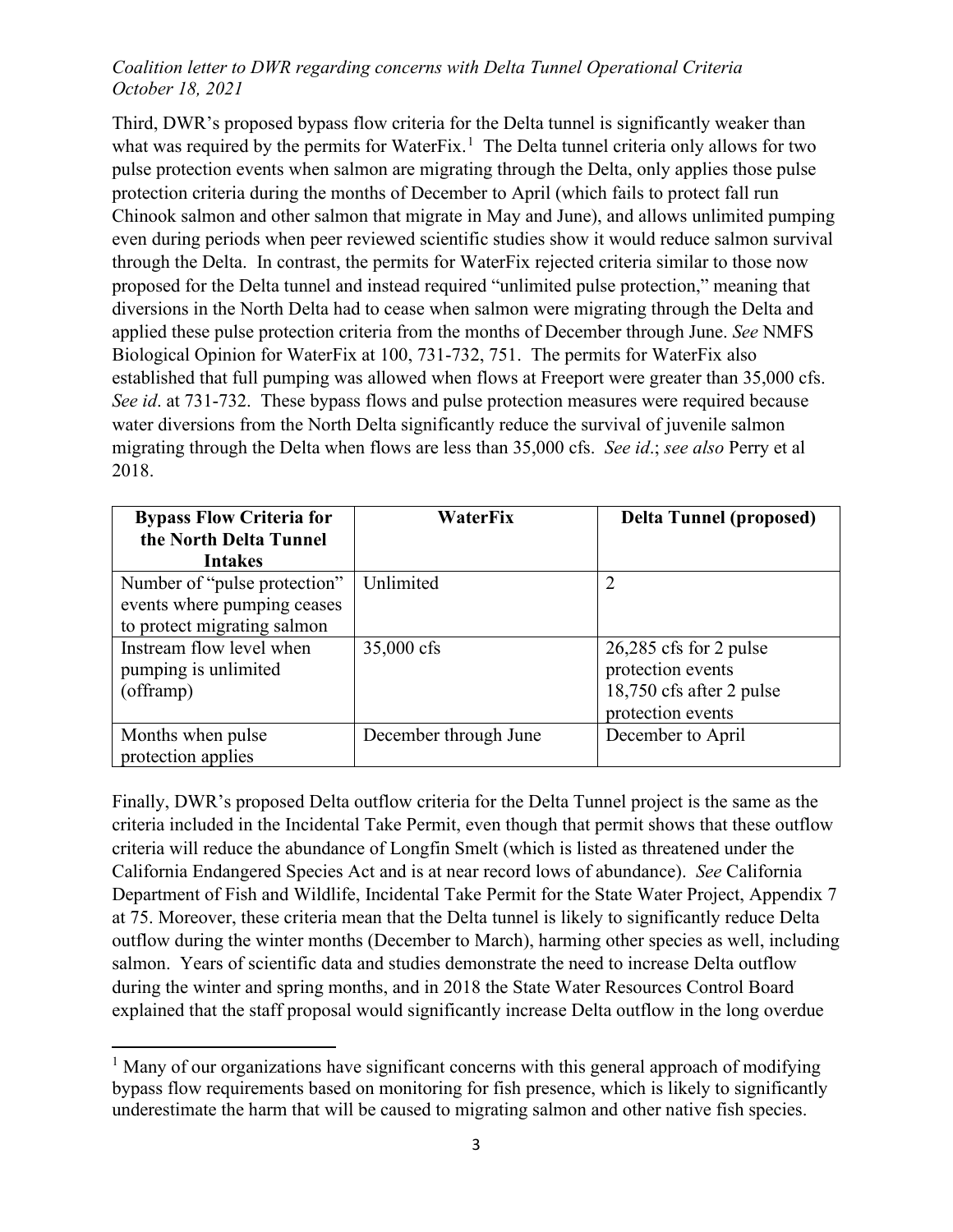Third, DWR's proposed bypass flow criteria for the Delta tunnel is significantly weaker than what was required by the permits for WaterFix.[1] The Delta tunnel criteria only allows for two pulse protection events when salmon are migrating through the Delta, only applies those pulse protection criteria during the months of December to April (which fails to protect fall run Chinook salmon and other salmon that migrate in May and June), and allows unlimited pumping even during periods when peer reviewed scientific studies show it would reduce salmon survival through the Delta. In contrast, the permits for WaterFix rejected criteria similar to those now proposed for the Delta tunnel and instead required "unlimited pulse protection," meaning that diversions in the North Delta had to cease when salmon were migrating through the Delta and applied these pulse protection criteria from the months of December through June. *See* NMFS Biological Opinion for WaterFix at 100, 731-732, 751. The permits for WaterFix also established that full pumping was allowed when flows at Freeport were greater than 35,000 cfs. *See id*. at 731-732. These bypass flows and pulse protection measures were required because water diversions from the North Delta significantly reduce the survival of juvenile salmon migrating through the Delta when flows are less than 35,000 cfs. *See id*.; *see also* Perry et al 2018.

| Bypass Flow Criteria for the North Delta Tunnel Intakes | WaterFix | Delta Tunnel (proposed) |
|---|---|---|
| Number of "pulse protection" events where pumping ceases to protect migrating salmon | Unlimited | 2 |
| Instream flow level when pumping is unlimited (offramp) | 35,000 cfs | 26,285 cfs for 2 pulse protection events<br>18,750 cfs after 2 pulse protection events |
| Months when pulse protection applies | December through June | December to April |

Finally, DWR's proposed Delta outflow criteria for the Delta Tunnel project is the same as the criteria included in the Incidental Take Permit, even though that permit shows that these outflow criteria will reduce the abundance of Longfin Smelt (which is listed as threatened under the California Endangered Species Act and is at near record lows of abundance). *See* California Department of Fish and Wildlife, Incidental Take Permit for the State Water Project, Appendix 7 at 75. Moreover, these criteria mean that the Delta tunnel is likely to significantly reduce Delta outflow during the winter months (December to March), harming other species as well, including salmon. Years of scientific data and studies demonstrate the need to increase Delta outflow during the winter and spring months, and in 2018 the State Water Resources Control Board explained that the staff proposal would significantly increase Delta outflow in the long overdue

[1] Many of our organizations have significant concerns with this general approach of modifying bypass flow requirements based on monitoring for fish presence, which is likely to significantly underestimate the harm that will be caused to migrating salmon and other native fish species.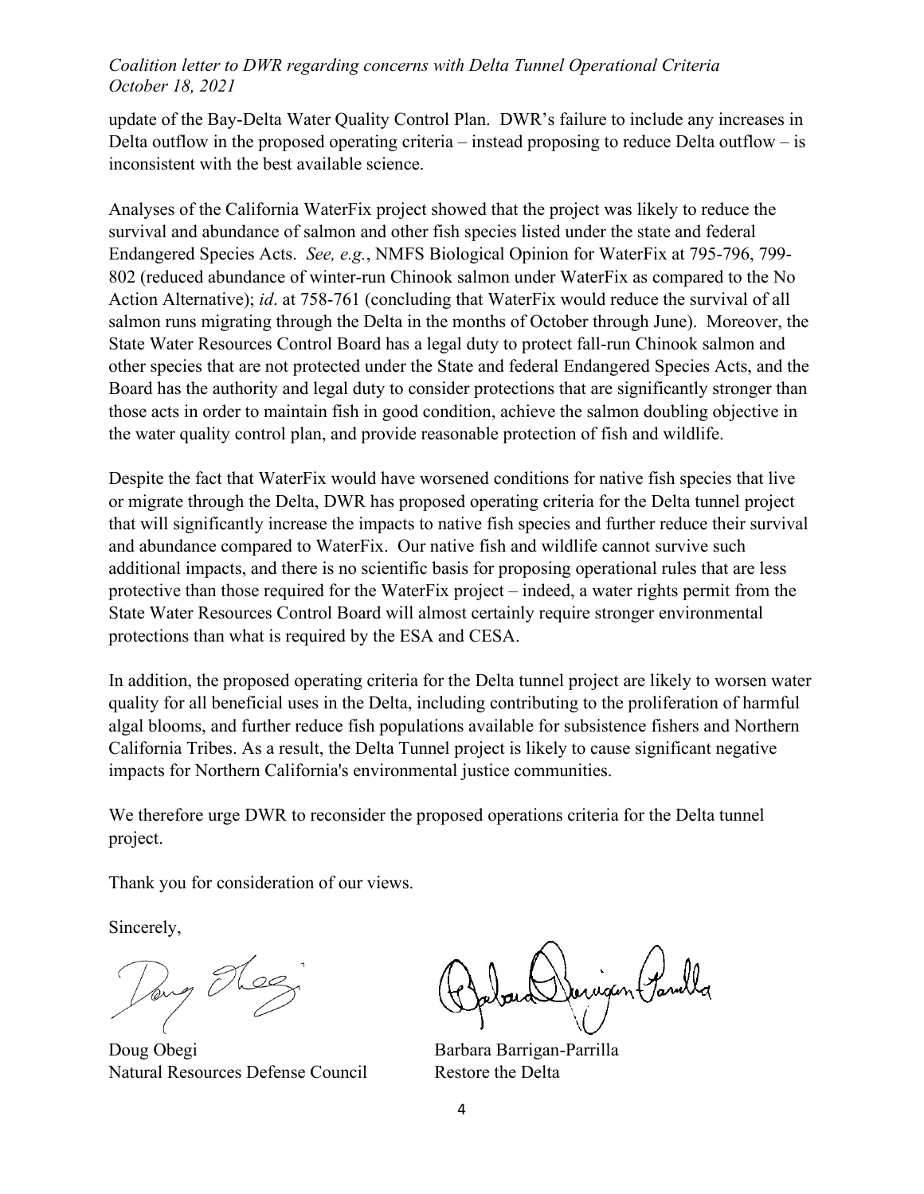update of the Bay-Delta Water Quality Control Plan. DWR's failure to include any increases in Delta outflow in the proposed operating criteria – instead proposing to reduce Delta outflow – is inconsistent with the best available science.

Analyses of the California WaterFix project showed that the project was likely to reduce the survival and abundance of salmon and other fish species listed under the state and federal Endangered Species Acts. *See, e.g.*, NMFS Biological Opinion for WaterFix at 795-796, 799-802 (reduced abundance of winter-run Chinook salmon under WaterFix as compared to the No Action Alternative); *id*. at 758-761 (concluding that WaterFix would reduce the survival of all salmon runs migrating through the Delta in the months of October through June). Moreover, the State Water Resources Control Board has a legal duty to protect fall-run Chinook salmon and other species that are not protected under the State and federal Endangered Species Acts, and the Board has the authority and legal duty to consider protections that are significantly stronger than those acts in order to maintain fish in good condition, achieve the salmon doubling objective in the water quality control plan, and provide reasonable protection of fish and wildlife.

Despite the fact that WaterFix would have worsened conditions for native fish species that live or migrate through the Delta, DWR has proposed operating criteria for the Delta tunnel project that will significantly increase the impacts to native fish species and further reduce their survival and abundance compared to WaterFix. Our native fish and wildlife cannot survive such additional impacts, and there is no scientific basis for proposing operational rules that are less protective than those required for the WaterFix project – indeed, a water rights permit from the State Water Resources Control Board will almost certainly require stronger environmental protections than what is required by the ESA and CESA.

In addition, the proposed operating criteria for the Delta tunnel project are likely to worsen water quality for all beneficial uses in the Delta, including contributing to the proliferation of harmful algal blooms, and further reduce fish populations available for subsistence fishers and Northern California Tribes. As a result, the Delta Tunnel project is likely to cause significant negative impacts for Northern California's environmental justice communities.

We therefore urge DWR to reconsider the proposed operations criteria for the Delta tunnel project.

Thank you for consideration of our views.

Sincerely,

Doug Obegi
Natural Resources Defense Council

Barbara Barrigan-Parrilla
Restore the Delta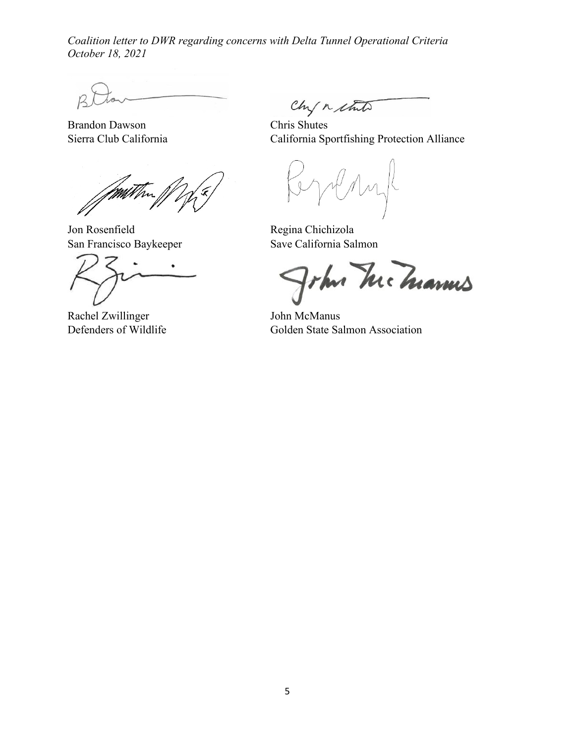Brandon Dawson
Sierra Club California

Chris Shutes
California Sportfishing Protection Alliance

Jon Rosenfield
San Francisco Baykeeper

Regina Chichizola
Save California Salmon

Rachel Zwillinger
Defenders of Wildlife

John McManus
Golden State Salmon Association